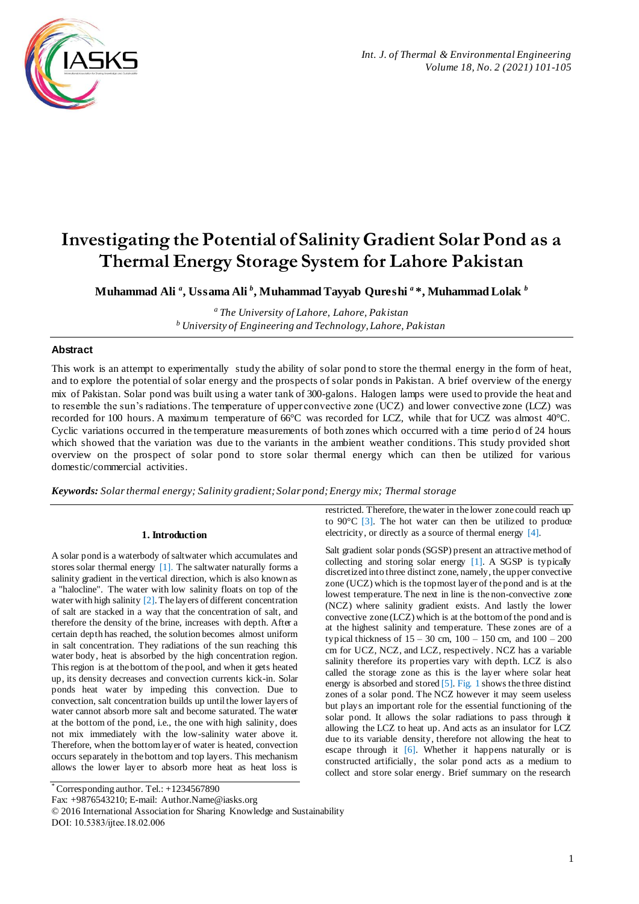# Investigating the Potential of Salinity Gradient Solar Pond as a Thermal Energy Storage System for Lahore Pakistan

**Muhammad Ali [a], Ussama Ali [b], Muhammad Tayyab Qureshi [a] \*, Muhammad Lolak [b]**

*[a] The University of Lahore, Lahore, Pakistan*
*[b] University of Engineering and Technology, Lahore, Pakistan*

## Abstract

This work is an attempt to experimentally study the ability of solar pond to store the thermal energy in the form of heat, and to explore the potential of solar energy and the prospects of solar ponds in Pakistan. A brief overview of the energy mix of Pakistan. Solar pond was built using a water tank of 300-galons. Halogen lamps were used to provide the heat and to resemble the sun's radiations. The temperature of upper convective zone (UCZ) and lower convective zone (LCZ) was recorded for 100 hours. A maximum temperature of 66°C was recorded for LCZ, while that for UCZ was almost 40°C. Cyclic variations occurred in the temperature measurements of both zones which occurred with a time period of 24 hours which showed that the variation was due to the variants in the ambient weather conditions. This study provided short overview on the prospect of solar pond to store solar thermal energy which can then be utilized for various domestic/commercial activities.

***Keywords:*** *Solar thermal energy; Salinity gradient; Solar pond; Energy mix; Thermal storage*

### 1. Introduction

A solar pond is a waterbody of saltwater which accumulates and stores solar thermal energy [1]. The saltwater naturally forms a salinity gradient in the vertical direction, which is also known as a "halocline". The water with low salinity floats on top of the water with high salinity [2]. The layers of different concentration of salt are stacked in a way that the concentration of salt, and therefore the density of the brine, increases with depth. After a certain depth has reached, the solution becomes almost uniform in salt concentration. They radiations of the sun reaching this water body, heat is absorbed by the high concentration region. This region is at the bottom of the pool, and when it gets heated up, its density decreases and convection currents kick-in. Solar ponds heat water by impeding this convection. Due to convection, salt concentration builds up until the lower layers of water cannot absorb more salt and become saturated. The water at the bottom of the pond, i.e., the one with high salinity, does not mix immediately with the low-salinity water above it. Therefore, when the bottom layer of water is heated, convection occurs separately in the bottom and top layers. This mechanism allows the lower layer to absorb more heat as heat loss is restricted. Therefore, the water in the lower zone could reach up to 90°C [3]. The hot water can then be utilized to produce electricity, or directly as a source of thermal energy [4].

Salt gradient solar ponds (SGSP) present an attractive method of collecting and storing solar energy [1]. A SGSP is typically discretized into three distinct zone, namely, the upper convective zone (UCZ) which is the topmost layer of the pond and is at the lowest temperature. The next in line is the non-convective zone (NCZ) where salinity gradient exists. And lastly the lower convective zone (LCZ) which is at the bottom of the pond and is at the highest salinity and temperature. These zones are of a typical thickness of 15 – 30 cm, 100 – 150 cm, and 100 – 200 cm for UCZ, NCZ, and LCZ, respectively. NCZ has a variable salinity therefore its properties vary with depth. LCZ is also called the storage zone as this is the layer where solar heat energy is absorbed and stored [5]. Fig. 1 shows the three distinct zones of a solar pond. The NCZ however it may seem useless but plays an important role for the essential functioning of the solar pond. It allows the solar radiations to pass through it allowing the LCZ to heat up. And acts as an insulator for LCZ due to its variable density, therefore not allowing the heat to escape through it [6]. Whether it happens naturally or is constructed artificially, the solar pond acts as a medium to collect and store solar energy. Brief summary on the research

\* Corresponding author. Tel.: +1234567890
Fax: +9876543210; E-mail: Author.Name@iasks.org
© 2016 International Association for Sharing Knowledge and Sustainability
DOI: 10.5383/ijtee.18.02.006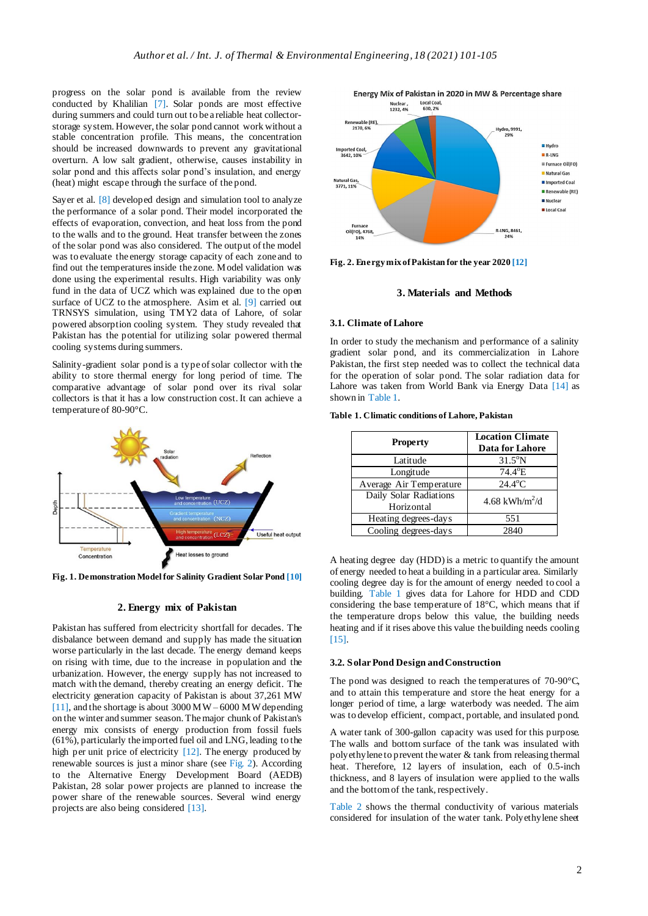progress on the solar pond is available from the review conducted by Khalilian [7]. Solar ponds are most effective during summers and could turn out to be a reliable heat collector-storage system. However, the solar pond cannot work without a stable concentration profile. This means, the concentration should be increased downwards to prevent any gravitational overturn. A low salt gradient, otherwise, causes instability in solar pond and this affects solar pond's insulation, and energy (heat) might escape through the surface of the pond.

Sayer et al. [8] developed design and simulation tool to analyze the performance of a solar pond. Their model incorporated the effects of evaporation, convection, and heat loss from the pond to the walls and to the ground. Heat transfer between the zones of the solar pond was also considered. The output of the model was to evaluate the energy storage capacity of each zone and to find out the temperatures inside the zone. Model validation was done using the experimental results. High variability was only fund in the data of UCZ which was explained due to the open surface of UCZ to the atmosphere. Asim et al. [9] carried out TRNSYS simulation, using TMY2 data of Lahore, of solar powered absorption cooling system. They study revealed that Pakistan has the potential for utilizing solar powered thermal cooling systems during summers.

Salinity-gradient solar pond is a type of solar collector with the ability to store thermal energy for long period of time. The comparative advantage of solar pond over its rival solar collectors is that it has a low construction cost. It can achieve a temperature of 80-90°C.

**Fig. 1. Demonstration Model for Salinity Gradient Solar Pond [10]**

## 2. Energy mix of Pakistan

Pakistan has suffered from electricity shortfall for decades. The disbalance between demand and supply has made the situation worse particularly in the last decade. The energy demand keeps on rising with time, due to the increase in population and the urbanization. However, the energy supply has not increased to match with the demand, thereby creating an energy deficit. The electricity generation capacity of Pakistan is about 37,261 MW [11], and the shortage is about 3000 MW – 6000 MW depending on the winter and summer season. The major chunk of Pakistan's energy mix consists of energy production from fossil fuels (61%), particularly the imported fuel oil and LNG, leading to the high per unit price of electricity [12]. The energy produced by renewable sources is just a minor share (see Fig. 2). According to the Alternative Energy Development Board (AEDB) Pakistan, 28 solar power projects are planned to increase the power share of the renewable sources. Several wind energy projects are also being considered [13].

**Fig. 2. Energy mix of Pakistan for the year 2020 [12]**

## 3. Materials and Methods

### 3.1. Climate of Lahore

In order to study the mechanism and performance of a salinity gradient solar pond, and its commercialization in Lahore Pakistan, the first step needed was to collect the technical data for the operation of solar pond. The solar radiation data for Lahore was taken from World Bank via Energy Data [14] as shown in Table 1.

**Table 1. Climatic conditions of Lahore, Pakistan**

| Property | Location Climate Data for Lahore |
|---|---|
| Latitude | 31.5°N |
| Longitude | 74.4°E |
| Average Air Temperature | 24.4°C |
| Daily Solar Radiations Horizontal | 4.68 kWh/m$^2$/d |
| Heating degrees-days | 551 |
| Cooling degrees-days | 2840 |

A heating degree day (HDD) is a metric to quantify the amount of energy needed to heat a building in a particular area. Similarly cooling degree day is for the amount of energy needed to cool a building. Table 1 gives data for Lahore for HDD and CDD considering the base temperature of 18°C, which means that if the temperature drops below this value, the building needs heating and if it rises above this value the building needs cooling [15].

### 3.2. Solar Pond Design and Construction

The pond was designed to reach the temperatures of 70-90°C, and to attain this temperature and store the heat energy for a longer period of time, a large waterbody was needed. The aim was to develop efficient, compact, portable, and insulated pond.

A water tank of 300-gallon capacity was used for this purpose. The walls and bottom surface of the tank was insulated with polyethylene to prevent the water & tank from releasing thermal heat. Therefore, 12 layers of insulation, each of 0.5-inch thickness, and 8 layers of insulation were applied to the walls and the bottom of the tank, respectively.

Table 2 shows the thermal conductivity of various materials considered for insulation of the water tank. Polyethylene sheet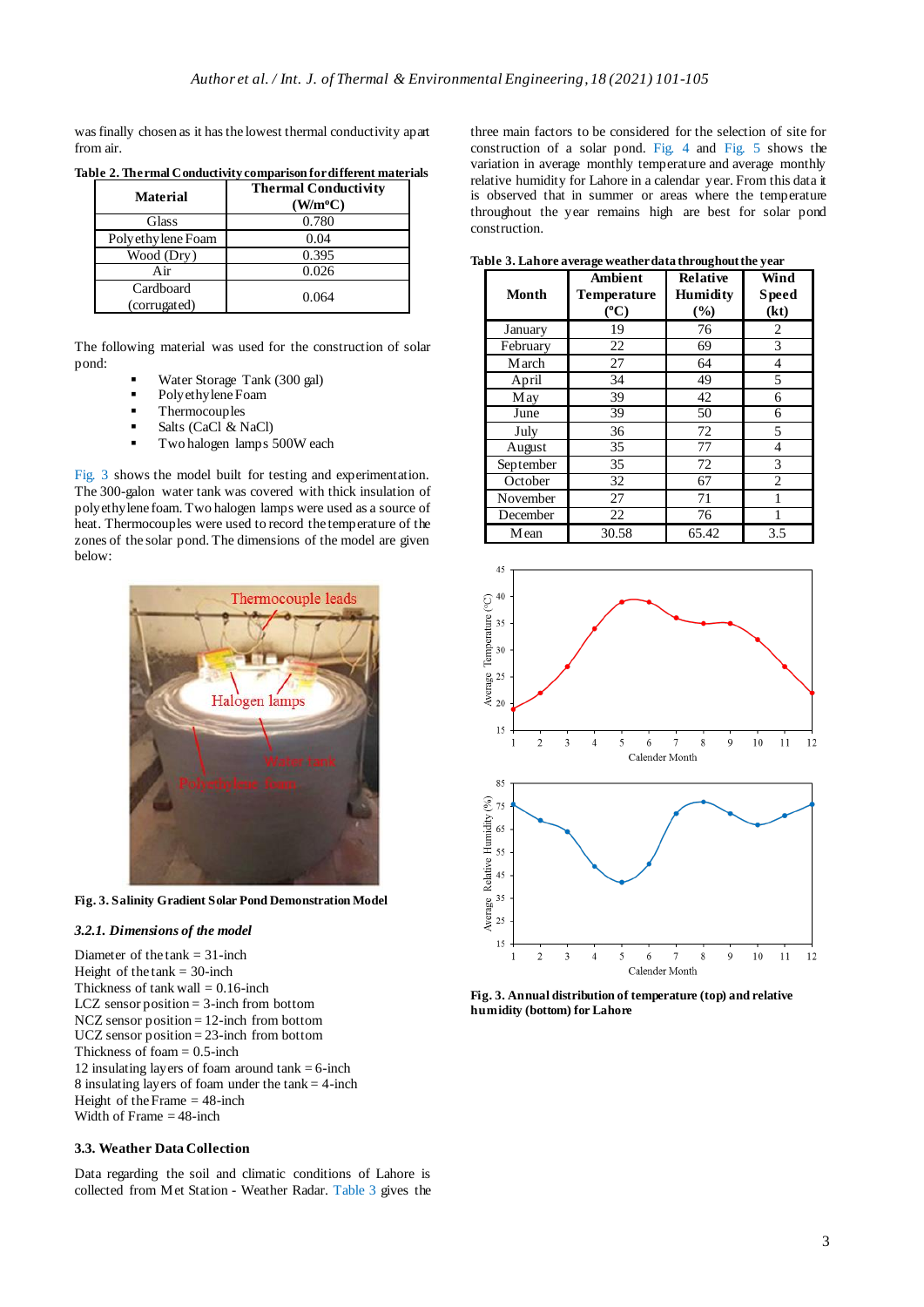was finally chosen as it has the lowest thermal conductivity apart from air.

**Table 2. Thermal Conductivity comparison for different materials**

| Material | Thermal Conductivity (W/m°C) |
|---|---|
| Glass | 0.780 |
| Polyethylene Foam | 0.04 |
| Wood (Dry) | 0.395 |
| Air | 0.026 |
| Cardboard (corrugated) | 0.064 |

The following material was used for the construction of solar pond:

- Water Storage Tank (300 gal)
- Polyethylene Foam
- Thermocouples
- Salts (CaCl & NaCl)
- Two halogen lamps 500W each

Fig. 3 shows the model built for testing and experimentation. The 300-galon water tank was covered with thick insulation of polyethylene foam. Two halogen lamps were used as a source of heat. Thermocouples were used to record the temperature of the zones of the solar pond. The dimensions of the model are given below:

**Fig. 3. Salinity Gradient Solar Pond Demonstration Model**

#### *3.2.1. Dimensions of the model*

Diameter of the tank = 31-inch
Height of the tank = 30-inch
Thickness of tank wall = 0.16-inch
LCZ sensor position = 3-inch from bottom
NCZ sensor position = 12-inch from bottom
UCZ sensor position = 23-inch from bottom
Thickness of foam = 0.5-inch
12 insulating layers of foam around tank = 6-inch
8 insulating layers of foam under the tank = 4-inch
Height of the Frame = 48-inch
Width of Frame = 48-inch

### 3.3. Weather Data Collection

Data regarding the soil and climatic conditions of Lahore is collected from Met Station - Weather Radar. Table 3 gives the three main factors to be considered for the selection of site for construction of a solar pond. Fig. 4 and Fig. 5 shows the variation in average monthly temperature and average monthly relative humidity for Lahore in a calendar year. From this data it is observed that in summer or areas where the temperature throughout the year remains high are best for solar pond construction.

**Table 3. Lahore average weather data throughout the year**

| Month | Ambient Temperature (°C) | Relative Humidity (%) | Wind Speed (kt) |
|---|---|---|---|
| January | 19 | 76 | 2 |
| February | 22 | 69 | 3 |
| March | 27 | 64 | 4 |
| April | 34 | 49 | 5 |
| May | 39 | 42 | 6 |
| June | 39 | 50 | 6 |
| July | 36 | 72 | 5 |
| August | 35 | 77 | 4 |
| September | 35 | 72 | 3 |
| October | 32 | 67 | 2 |
| November | 27 | 71 | 1 |
| December | 22 | 76 | 1 |
| Mean | 30.58 | 65.42 | 3.5 |

**Fig. 3. Annual distribution of temperature (top) and relative humidity (bottom) for Lahore**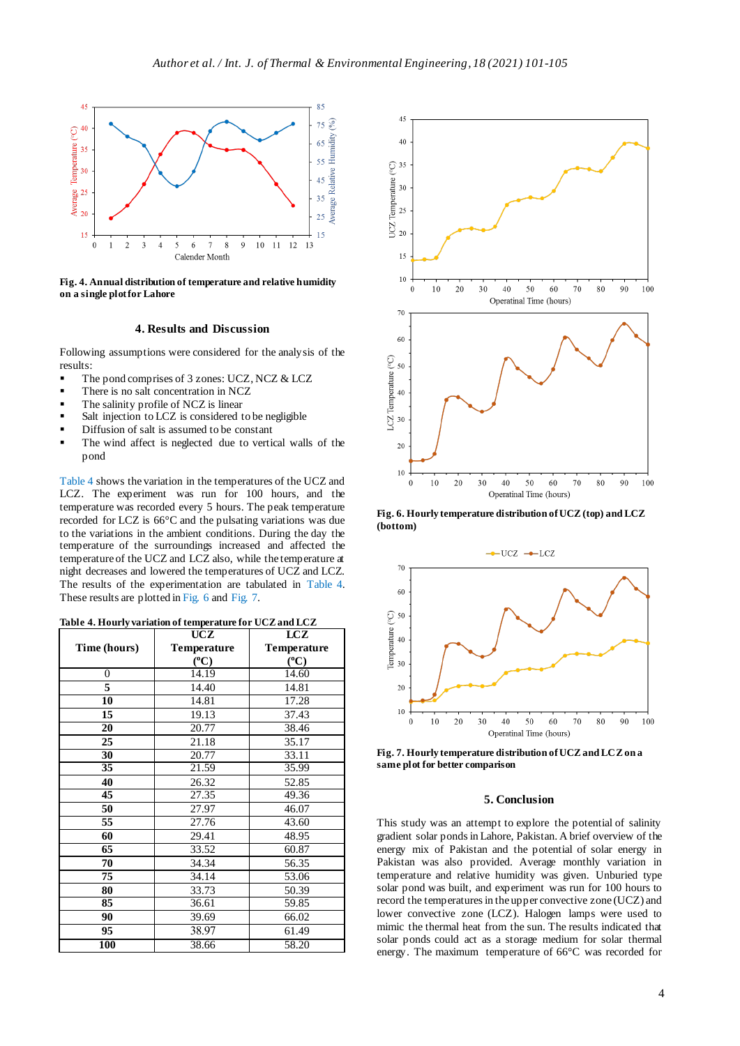Fig. 4. Annual distribution of temperature and relative humidity on a single plot for Lahore

## 4. Results and Discussion

Following assumptions were considered for the analysis of the results:

- The pond comprises of 3 zones: UCZ, NCZ & LCZ
- There is no salt concentration in NCZ
- The salinity profile of NCZ is linear
- Salt injection to LCZ is considered to be negligible
- Diffusion of salt is assumed to be constant
- The wind affect is neglected due to vertical walls of the pond

Table 4 shows the variation in the temperatures of the UCZ and LCZ. The experiment was run for 100 hours, and the temperature was recorded every 5 hours. The peak temperature recorded for LCZ is 66°C and the pulsating variations was due to the variations in the ambient conditions. During the day the temperature of the surroundings increased and affected the temperature of the UCZ and LCZ also, while the temperature at night decreases and lowered the temperatures of UCZ and LCZ. The results of the experimentation are tabulated in Table 4. These results are plotted in Fig. 6 and Fig. 7.

**Table 4. Hourly variation of temperature for UCZ and LCZ**

| Time (hours) | UCZ Temperature (ºC) | LCZ Temperature (ºC) |
|---|---|---|
| 0 | 14.19 | 14.60 |
| 5 | 14.40 | 14.81 |
| 10 | 14.81 | 17.28 |
| 15 | 19.13 | 37.43 |
| 20 | 20.77 | 38.46 |
| 25 | 21.18 | 35.17 |
| 30 | 20.77 | 33.11 |
| 35 | 21.59 | 35.99 |
| 40 | 26.32 | 52.85 |
| 45 | 27.35 | 49.36 |
| 50 | 27.97 | 46.07 |
| 55 | 27.76 | 43.60 |
| 60 | 29.41 | 48.95 |
| 65 | 33.52 | 60.87 |
| 70 | 34.34 | 56.35 |
| 75 | 34.14 | 53.06 |
| 80 | 33.73 | 50.39 |
| 85 | 36.61 | 59.85 |
| 90 | 39.69 | 66.02 |
| 95 | 38.97 | 61.49 |
| 100 | 38.66 | 58.20 |

Fig. 6. Hourly temperature distribution of UCZ (top) and LCZ (bottom)

Fig. 7. Hourly temperature distribution of UCZ and LCZ on a same plot for better comparison

## 5. Conclusion

This study was an attempt to explore the potential of salinity gradient solar ponds in Lahore, Pakistan. A brief overview of the energy mix of Pakistan and the potential of solar energy in Pakistan was also provided. Average monthly variation in temperature and relative humidity was given. Unburied type solar pond was built, and experiment was run for 100 hours to record the temperatures in the upper convective zone (UCZ) and lower convective zone (LCZ). Halogen lamps were used to mimic the thermal heat from the sun. The results indicated that solar ponds could act as a storage medium for solar thermal energy. The maximum temperature of 66°C was recorded for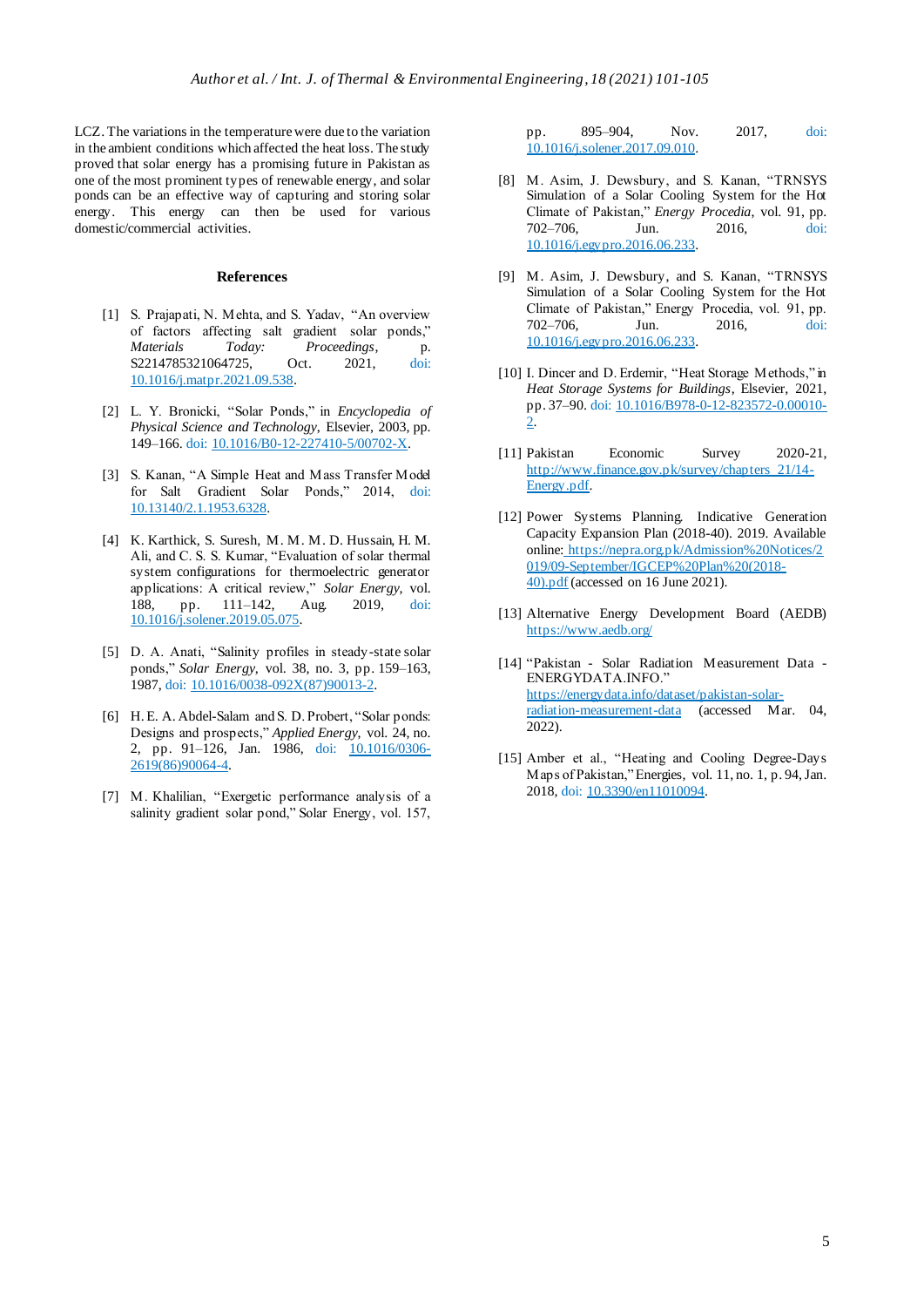LCZ. The variations in the temperature were due to the variation in the ambient conditions which affected the heat loss. The study proved that solar energy has a promising future in Pakistan as one of the most prominent types of renewable energy, and solar ponds can be an effective way of capturing and storing solar energy. This energy can then be used for various domestic/commercial activities.

## References

[1] S. Prajapati, N. Mehta, and S. Yadav, "An overview of factors affecting salt gradient solar ponds," *Materials Today: Proceedings*, p. S2214785321064725, Oct. 2021, doi: 10.1016/j.matpr.2021.09.538.

[2] L. Y. Bronicki, "Solar Ponds," in *Encyclopedia of Physical Science and Technology*, Elsevier, 2003, pp. 149–166. doi: 10.1016/B0-12-227410-5/00702-X.

[3] S. Kanan, "A Simple Heat and Mass Transfer Model for Salt Gradient Solar Ponds," 2014, doi: 10.13140/2.1.1953.6328.

[4] K. Karthick, S. Suresh, M. M. M. D. Hussain, H. M. Ali, and C. S. S. Kumar, "Evaluation of solar thermal system configurations for thermoelectric generator applications: A critical review," *Solar Energy*, vol. 188, pp. 111–142, Aug. 2019, doi: 10.1016/j.solener.2019.05.075.

[5] D. A. Anati, "Salinity profiles in steady-state solar ponds," *Solar Energy*, vol. 38, no. 3, pp. 159–163, 1987, doi: 10.1016/0038-092X(87)90013-2.

[6] H. E. A. Abdel-Salam and S. D. Probert, "Solar ponds: Designs and prospects," *Applied Energy*, vol. 24, no. 2, pp. 91–126, Jan. 1986, doi: 10.1016/0306-2619(86)90064-4.

[7] M. Khalilian, "Exergetic performance analysis of a salinity gradient solar pond," Solar Energy, vol. 157, pp. 895–904, Nov. 2017, doi: 10.1016/j.solener.2017.09.010.

[8] M. Asim, J. Dewsbury, and S. Kanan, "TRNSYS Simulation of a Solar Cooling System for the Hot Climate of Pakistan," *Energy Procedia*, vol. 91, pp. 702–706, Jun. 2016, doi: 10.1016/j.egypro.2016.06.233.

[9] M. Asim, J. Dewsbury, and S. Kanan, "TRNSYS Simulation of a Solar Cooling System for the Hot Climate of Pakistan," Energy Procedia, vol. 91, pp. 702–706, Jun. 2016, doi: 10.1016/j.egypro.2016.06.233.

[10] I. Dincer and D. Erdemir, "Heat Storage Methods," in *Heat Storage Systems for Buildings*, Elsevier, 2021, pp. 37–90. doi: 10.1016/B978-0-12-823572-0.00010-2.

[11] Pakistan Economic Survey 2020-21, http://www.finance.gov.pk/survey/chapters_21/14-Energy.pdf.

[12] Power Systems Planning. Indicative Generation Capacity Expansion Plan (2018-40). 2019. Available online: https://nepra.org.pk/Admission%20Notices/2019/09-September/IGCEP%20Plan%20(2018-40).pdf (accessed on 16 June 2021).

[13] Alternative Energy Development Board (AEDB) https://www.aedb.org/

[14] "Pakistan - Solar Radiation Measurement Data - ENERGYDATA.INFO." https://energydata.info/dataset/pakistan-solar-radiation-measurement-data (accessed Mar. 04, 2022).

[15] Amber et al., "Heating and Cooling Degree-Days Maps of Pakistan," Energies, vol. 11, no. 1, p. 94, Jan. 2018, doi: 10.3390/en11010094.